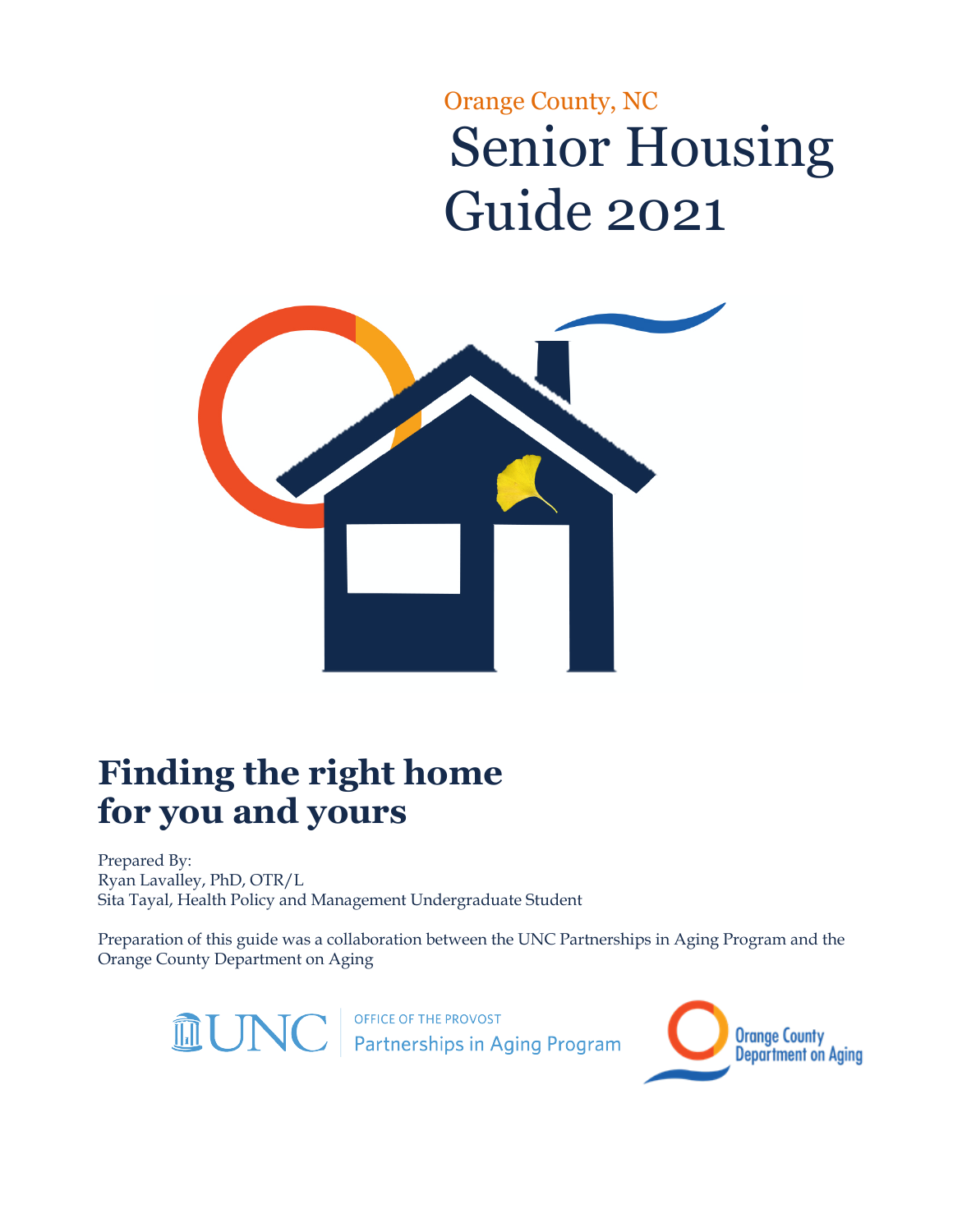Orange County, NC

# Senior Housing Guide 2021

## Finding the right home for you and yours

Prepared By:
Ryan Lavalley, PhD, OTR/L
Sita Tayal, Health Policy and Management Undergraduate Student

Preparation of this guide was a collaboration between the UNC Partnerships in Aging Program and the Orange County Department on Aging

UNC OFFICE OF THE PROVOST Partnerships in Aging Program

Orange County Department on Aging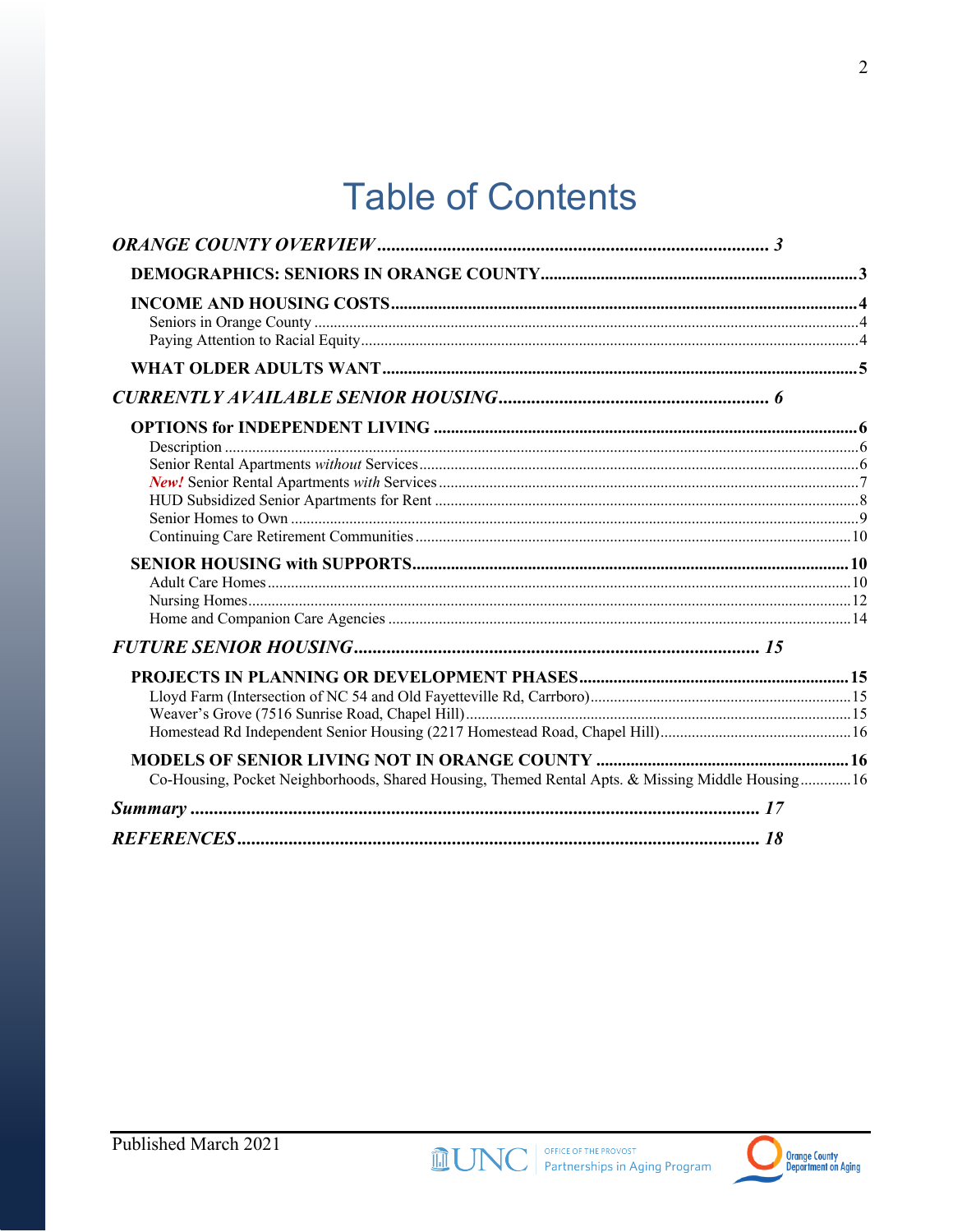# Table of Contents

*ORANGE COUNTY OVERVIEW* ..... 3

- **DEMOGRAPHICS: SENIORS IN ORANGE COUNTY** ..... 3
- **INCOME AND HOUSING COSTS** ..... 4
  - Seniors in Orange County ..... 4
  - Paying Attention to Racial Equity ..... 4
- **WHAT OLDER ADULTS WANT** ..... 5

*CURRENTLY AVAILABLE SENIOR HOUSING* ..... 6

- **OPTIONS for INDEPENDENT LIVING** ..... 6
  - Description ..... 6
  - Senior Rental Apartments *without* Services ..... 6
  - ***New!*** Senior Rental Apartments *with* Services ..... 7
  - HUD Subsidized Senior Apartments for Rent ..... 8
  - Senior Homes to Own ..... 9
  - Continuing Care Retirement Communities ..... 10
- **SENIOR HOUSING with SUPPORTS** ..... 10
  - Adult Care Homes ..... 10
  - Nursing Homes ..... 12
  - Home and Companion Care Agencies ..... 14

*FUTURE SENIOR HOUSING* ..... 15

- **PROJECTS IN PLANNING OR DEVELOPMENT PHASES** ..... 15
  - Lloyd Farm (Intersection of NC 54 and Old Fayetteville Rd, Carrboro) ..... 15
  - Weaver's Grove (7516 Sunrise Road, Chapel Hill) ..... 15
  - Homestead Rd Independent Senior Housing (2217 Homestead Road, Chapel Hill) ..... 16
- **MODELS OF SENIOR LIVING NOT IN ORANGE COUNTY** ..... 16
  - Co-Housing, Pocket Neighborhoods, Shared Housing, Themed Rental Apts. & Missing Middle Housing ..... 16

***Summary*** ..... 17

*REFERENCES* ..... 18

Published March 2021

UNC Office of the Provost Partnerships in Aging Program

Orange County Department on Aging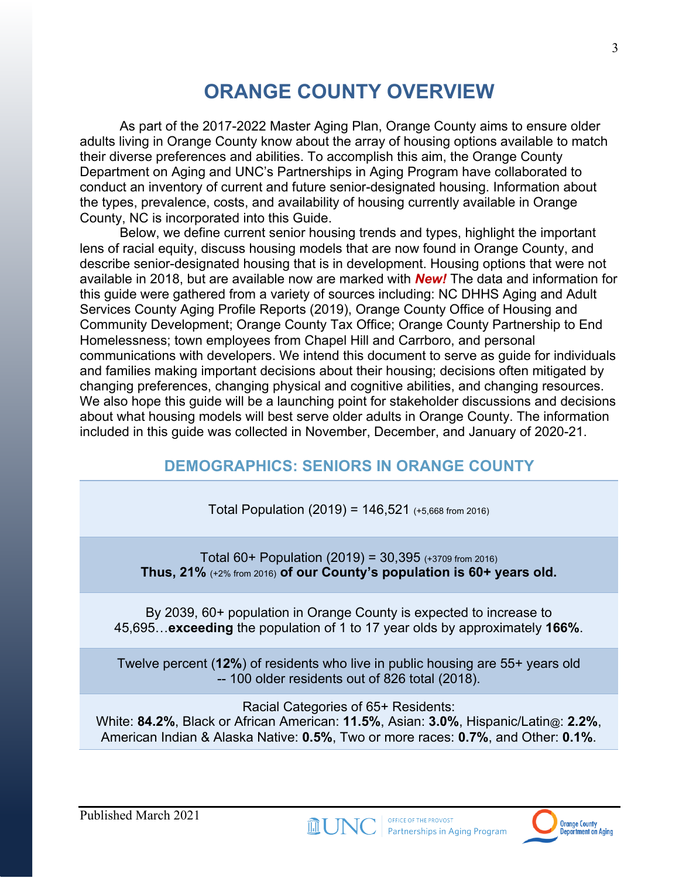# ORANGE COUNTY OVERVIEW

As part of the 2017-2022 Master Aging Plan, Orange County aims to ensure older adults living in Orange County know about the array of housing options available to match their diverse preferences and abilities. To accomplish this aim, the Orange County Department on Aging and UNC's Partnerships in Aging Program have collaborated to conduct an inventory of current and future senior-designated housing. Information about the types, prevalence, costs, and availability of housing currently available in Orange County, NC is incorporated into this Guide.

Below, we define current senior housing trends and types, highlight the important lens of racial equity, discuss housing models that are now found in Orange County, and describe senior-designated housing that is in development. Housing options that were not available in 2018, but are available now are marked with ***New!*** The data and information for this guide were gathered from a variety of sources including: NC DHHS Aging and Adult Services County Aging Profile Reports (2019), Orange County Office of Housing and Community Development; Orange County Tax Office; Orange County Partnership to End Homelessness; town employees from Chapel Hill and Carrboro, and personal communications with developers. We intend this document to serve as guide for individuals and families making important decisions about their housing; decisions often mitigated by changing preferences, changing physical and cognitive abilities, and changing resources. We also hope this guide will be a launching point for stakeholder discussions and decisions about what housing models will best serve older adults in Orange County. The information included in this guide was collected in November, December, and January of 2020-21.

## DEMOGRAPHICS: SENIORS IN ORANGE COUNTY

Total Population (2019) = 146,521 (+5,668 from 2016)

Total 60+ Population (2019) = 30,395 (+3709 from 2016)
**Thus, 21%** (+2% from 2016) **of our County's population is 60+ years old.**

By 2039, 60+ population in Orange County is expected to increase to 45,695…**exceeding** the population of 1 to 17 year olds by approximately **166%**.

Twelve percent (**12%**) of residents who live in public housing are 55+ years old -- 100 older residents out of 826 total (2018).

Racial Categories of 65+ Residents:
White: **84.2%**, Black or African American: **11.5%**, Asian: **3.0%**, Hispanic/Latin@: **2.2%**, American Indian & Alaska Native: **0.5%**, Two or more races: **0.7%**, and Other: **0.1%**.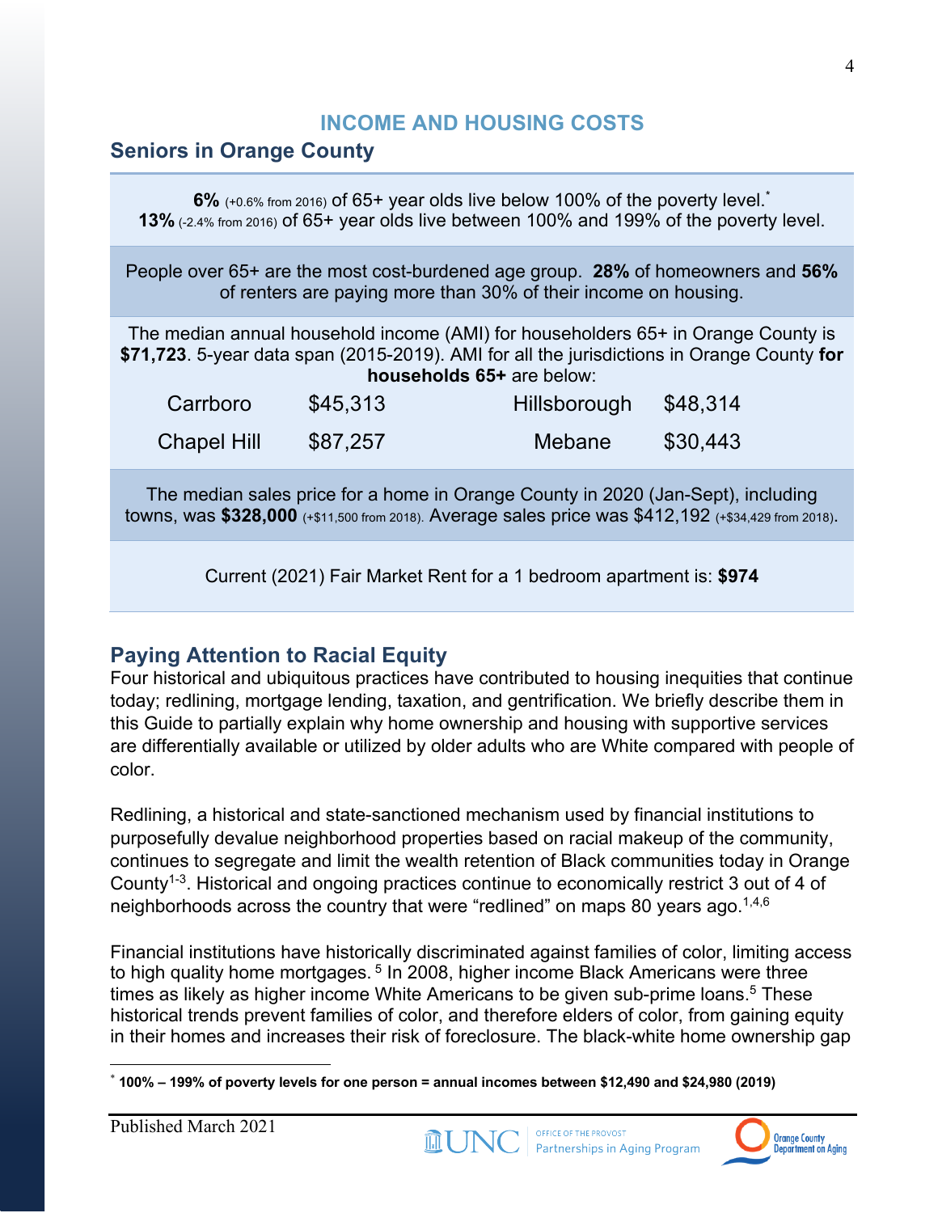## INCOME AND HOUSING COSTS

### Seniors in Orange County

**6%** (+0.6% from 2016) of 65+ year olds live below 100% of the poverty level.*
**13%** (-2.4% from 2016) of 65+ year olds live between 100% and 199% of the poverty level.

People over 65+ are the most cost-burdened age group. **28%** of homeowners and **56%** of renters are paying more than 30% of their income on housing.

The median annual household income (AMI) for householders 65+ in Orange County is **$71,723**. 5-year data span (2015-2019). AMI for all the jurisdictions in Orange County **for households 65+** are below:

| | | | |
|---|---|---|---|
| Carrboro | $45,313 | Hillsborough | $48,314 |
| Chapel Hill | $87,257 | Mebane | $30,443 |

The median sales price for a home in Orange County in 2020 (Jan-Sept), including towns, was **$328,000** (+$11,500 from 2018). Average sales price was $412,192 (+$34,429 from 2018).

Current (2021) Fair Market Rent for a 1 bedroom apartment is: **$974**

### Paying Attention to Racial Equity

Four historical and ubiquitous practices have contributed to housing inequities that continue today; redlining, mortgage lending, taxation, and gentrification. We briefly describe them in this Guide to partially explain why home ownership and housing with supportive services are differentially available or utilized by older adults who are White compared with people of color.

Redlining, a historical and state-sanctioned mechanism used by financial institutions to purposefully devalue neighborhood properties based on racial makeup of the community, continues to segregate and limit the wealth retention of Black communities today in Orange County[1-3]. Historical and ongoing practices continue to economically restrict 3 out of 4 of neighborhoods across the country that were "redlined" on maps 80 years ago.[1,4,6]

Financial institutions have historically discriminated against families of color, limiting access to high quality home mortgages. [5] In 2008, higher income Black Americans were three times as likely as higher income White Americans to be given sub-prime loans.[5] These historical trends prevent families of color, and therefore elders of color, from gaining equity in their homes and increases their risk of foreclosure. The black-white home ownership gap

---

* **100% – 199% of poverty levels for one person = annual incomes between $12,490 and $24,980 (2019)**

Published March 2021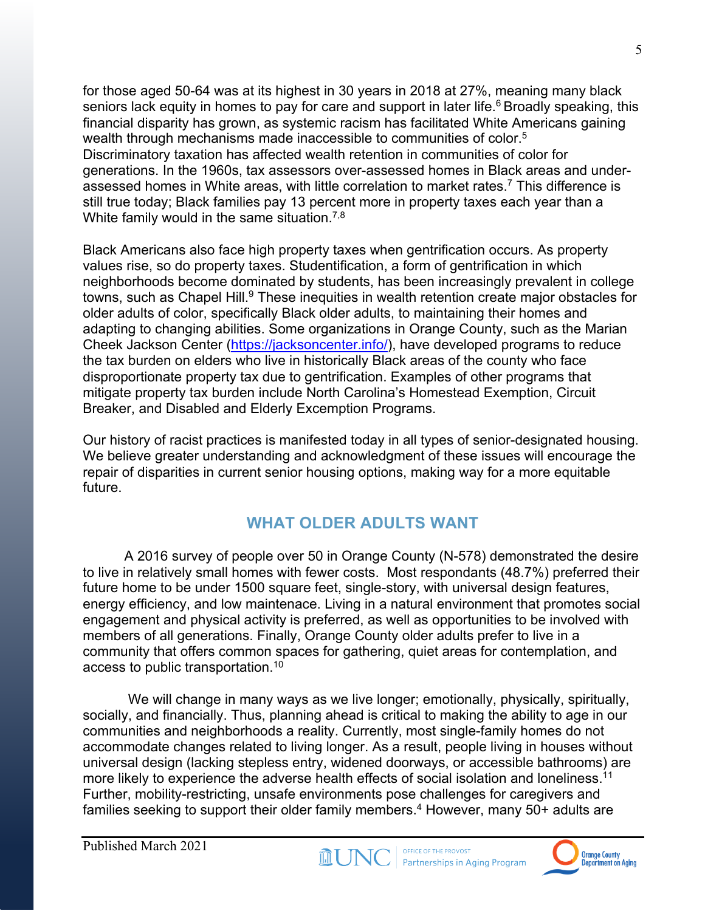for those aged 50-64 was at its highest in 30 years in 2018 at 27%, meaning many black seniors lack equity in homes to pay for care and support in later life.[6] Broadly speaking, this financial disparity has grown, as systemic racism has facilitated White Americans gaining wealth through mechanisms made inaccessible to communities of color.[5] Discriminatory taxation has affected wealth retention in communities of color for generations. In the 1960s, tax assessors over-assessed homes in Black areas and under-assessed homes in White areas, with little correlation to market rates.[7] This difference is still true today; Black families pay 13 percent more in property taxes each year than a White family would in the same situation.[7,8]

Black Americans also face high property taxes when gentrification occurs. As property values rise, so do property taxes. Studentification, a form of gentrification in which neighborhoods become dominated by students, has been increasingly prevalent in college towns, such as Chapel Hill.[9] These inequities in wealth retention create major obstacles for older adults of color, specifically Black older adults, to maintaining their homes and adapting to changing abilities. Some organizations in Orange County, such as the Marian Cheek Jackson Center (https://jacksoncenter.info/), have developed programs to reduce the tax burden on elders who live in historically Black areas of the county who face disproportionate property tax due to gentrification. Examples of other programs that mitigate property tax burden include North Carolina's Homestead Exemption, Circuit Breaker, and Disabled and Elderly Excemption Programs.

Our history of racist practices is manifested today in all types of senior-designated housing. We believe greater understanding and acknowledgment of these issues will encourage the repair of disparities in current senior housing options, making way for a more equitable future.

## WHAT OLDER ADULTS WANT

A 2016 survey of people over 50 in Orange County (N-578) demonstrated the desire to live in relatively small homes with fewer costs. Most respondants (48.7%) preferred their future home to be under 1500 square feet, single-story, with universal design features, energy efficiency, and low maintenace. Living in a natural environment that promotes social engagement and physical activity is preferred, as well as opportunities to be involved with members of all generations. Finally, Orange County older adults prefer to live in a community that offers common spaces for gathering, quiet areas for contemplation, and access to public transportation.[10]

We will change in many ways as we live longer; emotionally, physically, spiritually, socially, and financially. Thus, planning ahead is critical to making the ability to age in our communities and neighborhoods a reality. Currently, most single-family homes do not accommodate changes related to living longer. As a result, people living in houses without universal design (lacking stepless entry, widened doorways, or accessible bathrooms) are more likely to experience the adverse health effects of social isolation and loneliness.[11] Further, mobility-restricting, unsafe environments pose challenges for caregivers and families seeking to support their older family members.[4] However, many 50+ adults are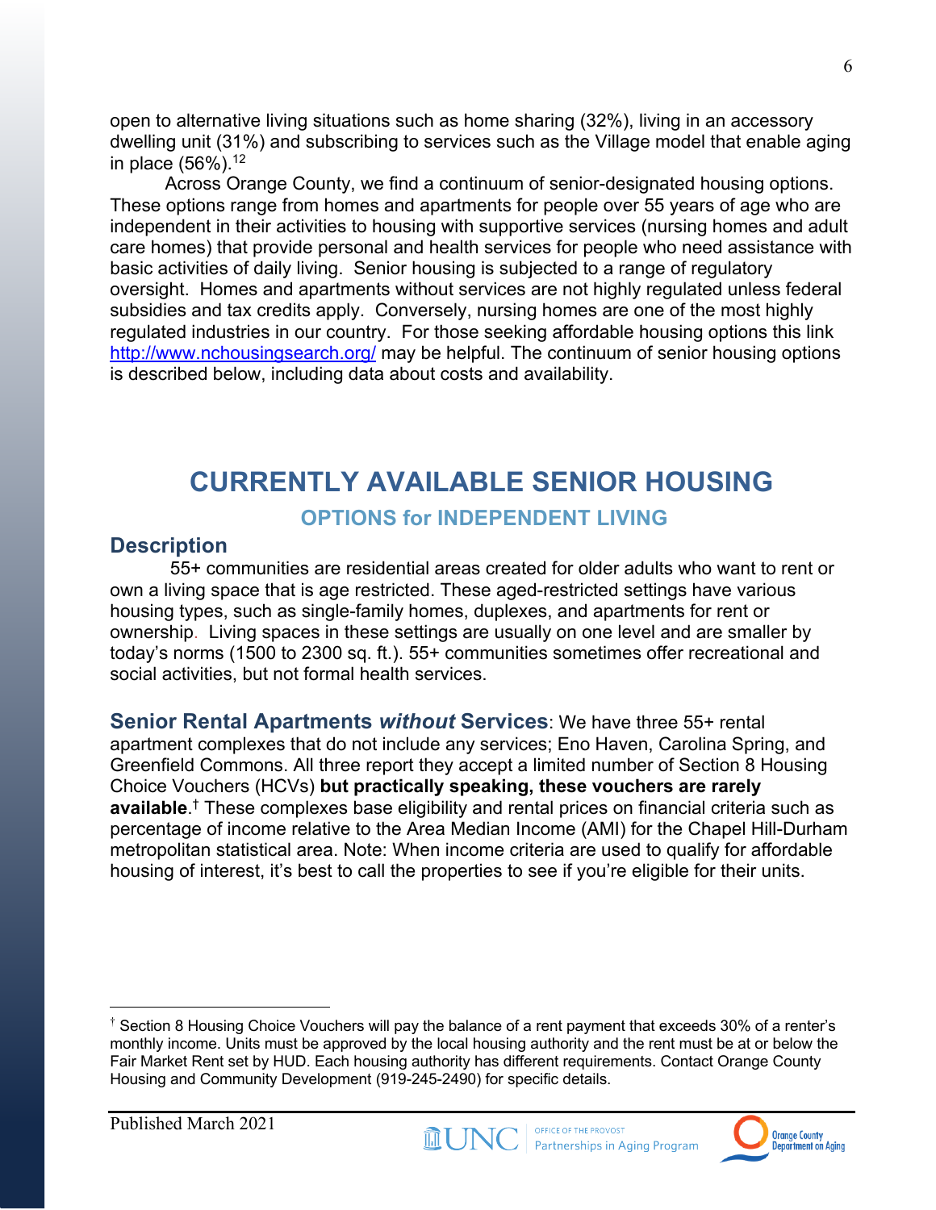open to alternative living situations such as home sharing (32%), living in an accessory dwelling unit (31%) and subscribing to services such as the Village model that enable aging in place (56%).[12]

Across Orange County, we find a continuum of senior-designated housing options. These options range from homes and apartments for people over 55 years of age who are independent in their activities to housing with supportive services (nursing homes and adult care homes) that provide personal and health services for people who need assistance with basic activities of daily living. Senior housing is subjected to a range of regulatory oversight. Homes and apartments without services are not highly regulated unless federal subsidies and tax credits apply. Conversely, nursing homes are one of the most highly regulated industries in our country. For those seeking affordable housing options this link http://www.nchousingsearch.org/ may be helpful. The continuum of senior housing options is described below, including data about costs and availability.

# CURRENTLY AVAILABLE SENIOR HOUSING

## OPTIONS for INDEPENDENT LIVING

### Description

55+ communities are residential areas created for older adults who want to rent or own a living space that is age restricted. These aged-restricted settings have various housing types, such as single-family homes, duplexes, and apartments for rent or ownership. Living spaces in these settings are usually on one level and are smaller by today's norms (1500 to 2300 sq. ft.). 55+ communities sometimes offer recreational and social activities, but not formal health services.

**Senior Rental Apartments *without* Services**: We have three 55+ rental apartment complexes that do not include any services; Eno Haven, Carolina Spring, and Greenfield Commons. All three report they accept a limited number of Section 8 Housing Choice Vouchers (HCVs) **but practically speaking, these vouchers are rarely available**.[†] These complexes base eligibility and rental prices on financial criteria such as percentage of income relative to the Area Median Income (AMI) for the Chapel Hill-Durham metropolitan statistical area. Note: When income criteria are used to qualify for affordable housing of interest, it's best to call the properties to see if you're eligible for their units.

---

[†] Section 8 Housing Choice Vouchers will pay the balance of a rent payment that exceeds 30% of a renter's monthly income. Units must be approved by the local housing authority and the rent must be at or below the Fair Market Rent set by HUD. Each housing authority has different requirements. Contact Orange County Housing and Community Development (919-245-2490) for specific details.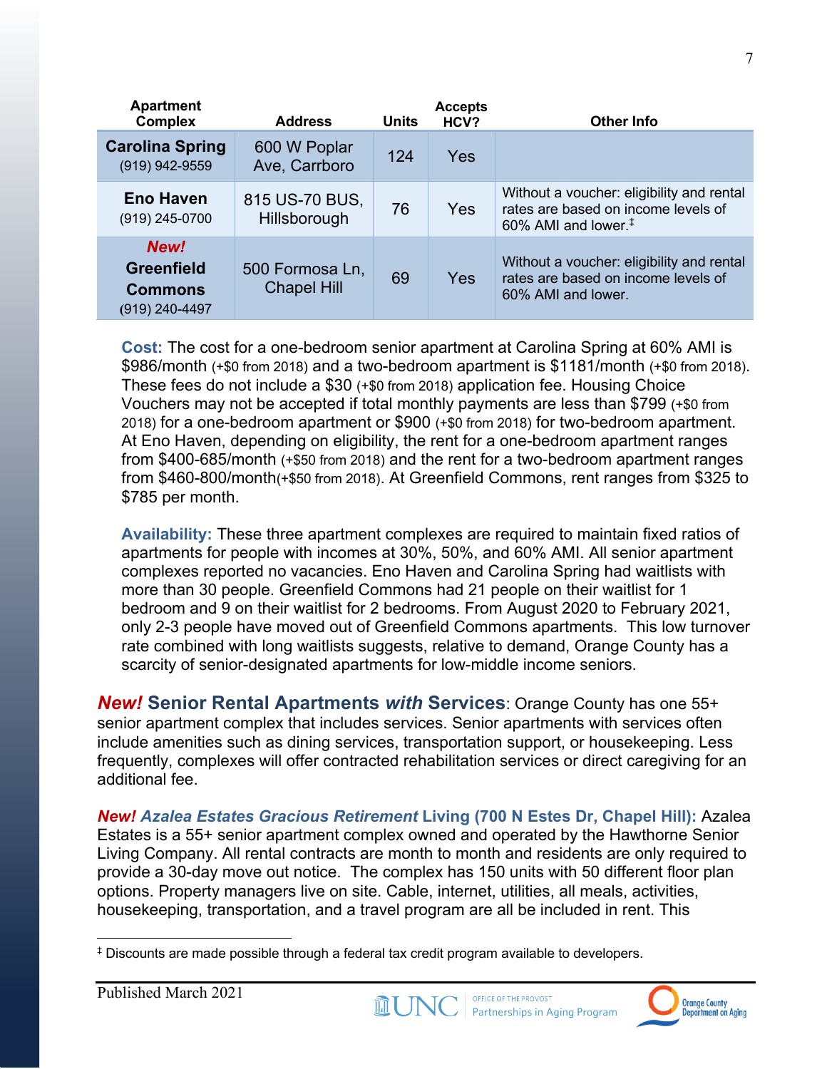| Apartment Complex | Address | Units | Accepts HCV? | Other Info |
|---|---|---|---|---|
| **Carolina Spring** (919) 942-9559 | 600 W Poplar Ave, Carrboro | 124 | Yes | |
| **Eno Haven** (919) 245-0700 | 815 US-70 BUS, Hillsborough | 76 | Yes | Without a voucher: eligibility and rental rates are based on income levels of 60% AMI and lower.[‡] |
| ***New!*** **Greenfield Commons** (919) 240-4497 | 500 Formosa Ln, Chapel Hill | 69 | Yes | Without a voucher: eligibility and rental rates are based on income levels of 60% AMI and lower. |

**Cost:** The cost for a one-bedroom senior apartment at Carolina Spring at 60% AMI is $986/month (+$0 from 2018) and a two-bedroom apartment is $1181/month (+$0 from 2018). These fees do not include a $30 (+$0 from 2018) application fee. Housing Choice Vouchers may not be accepted if total monthly payments are less than $799 (+$0 from 2018) for a one-bedroom apartment or $900 (+$0 from 2018) for two-bedroom apartment. At Eno Haven, depending on eligibility, the rent for a one-bedroom apartment ranges from $400-685/month (+$50 from 2018) and the rent for a two-bedroom apartment ranges from $460-800/month(+$50 from 2018). At Greenfield Commons, rent ranges from $325 to $785 per month.

**Availability:** These three apartment complexes are required to maintain fixed ratios of apartments for people with incomes at 30%, 50%, and 60% AMI. All senior apartment complexes reported no vacancies. Eno Haven and Carolina Spring had waitlists with more than 30 people. Greenfield Commons had 21 people on their waitlist for 1 bedroom and 9 on their waitlist for 2 bedrooms. From August 2020 to February 2021, only 2-3 people have moved out of Greenfield Commons apartments. This low turnover rate combined with long waitlists suggests, relative to demand, Orange County has a scarcity of senior-designated apartments for low-middle income seniors.

***New!*** **Senior Rental Apartments *with* Services**: Orange County has one 55+ senior apartment complex that includes services. Senior apartments with services often include amenities such as dining services, transportation support, or housekeeping. Less frequently, complexes will offer contracted rehabilitation services or direct caregiving for an additional fee.

***New! Azalea Estates Gracious Retirement* Living (700 N Estes Dr, Chapel Hill):** Azalea Estates is a 55+ senior apartment complex owned and operated by the Hawthorne Senior Living Company. All rental contracts are month to month and residents are only required to provide a 30-day move out notice. The complex has 150 units with 50 different floor plan options. Property managers live on site. Cable, internet, utilities, all meals, activities, housekeeping, transportation, and a travel program are all be included in rent. This

[‡] Discounts are made possible through a federal tax credit program available to developers.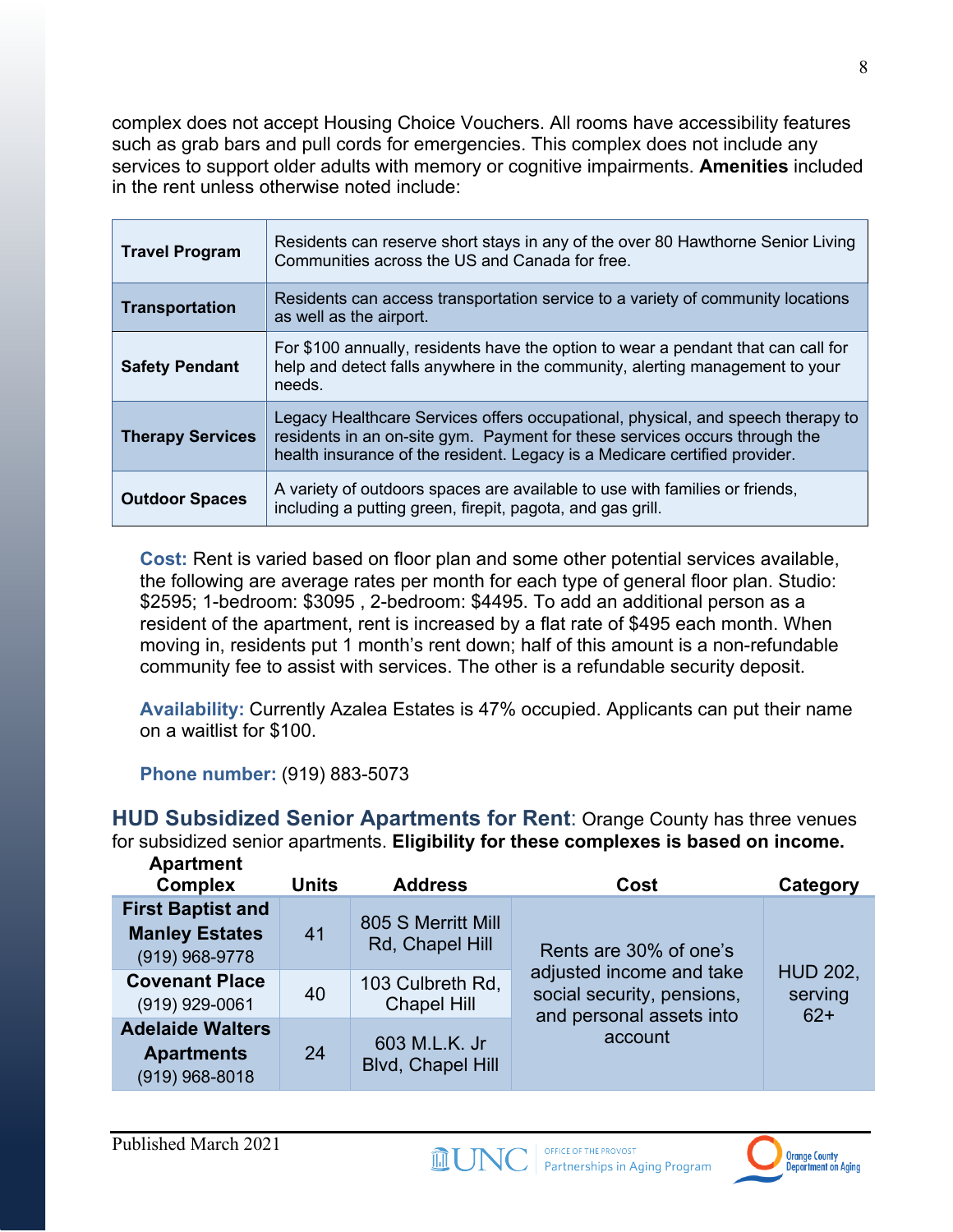complex does not accept Housing Choice Vouchers. All rooms have accessibility features such as grab bars and pull cords for emergencies. This complex does not include any services to support older adults with memory or cognitive impairments. **Amenities** included in the rent unless otherwise noted include:

| | |
|---|---|
| **Travel Program** | Residents can reserve short stays in any of the over 80 Hawthorne Senior Living Communities across the US and Canada for free. |
| **Transportation** | Residents can access transportation service to a variety of community locations as well as the airport. |
| **Safety Pendant** | For $100 annually, residents have the option to wear a pendant that can call for help and detect falls anywhere in the community, alerting management to your needs. |
| **Therapy Services** | Legacy Healthcare Services offers occupational, physical, and speech therapy to residents in an on-site gym. Payment for these services occurs through the health insurance of the resident. Legacy is a Medicare certified provider. |
| **Outdoor Spaces** | A variety of outdoors spaces are available to use with families or friends, including a putting green, firepit, pagota, and gas grill. |

**Cost:** Rent is varied based on floor plan and some other potential services available, the following are average rates per month for each type of general floor plan. Studio: $2595; 1-bedroom: $3095 , 2-bedroom: $4495. To add an additional person as a resident of the apartment, rent is increased by a flat rate of $495 each month. When moving in, residents put 1 month's rent down; half of this amount is a non-refundable community fee to assist with services. The other is a refundable security deposit.

**Availability:** Currently Azalea Estates is 47% occupied. Applicants can put their name on a waitlist for $100.

**Phone number:** (919) 883-5073

## HUD Subsidized Senior Apartments for Rent

Orange County has three venues for subsidized senior apartments. **Eligibility for these complexes is based on income.**

| Apartment Complex | Units | Address | Cost | Category |
|---|---|---|---|---|
| **First Baptist and Manley Estates** (919) 968-9778 | 41 | 805 S Merritt Mill Rd, Chapel Hill | Rents are 30% of one's adjusted income and take social security, pensions, and personal assets into account | HUD 202, serving 62+ |
| **Covenant Place** (919) 929-0061 | 40 | 103 Culbreth Rd, Chapel Hill | | |
| **Adelaide Walters Apartments** (919) 968-8018 | 24 | 603 M.L.K. Jr Blvd, Chapel Hill | | |

Published March 2021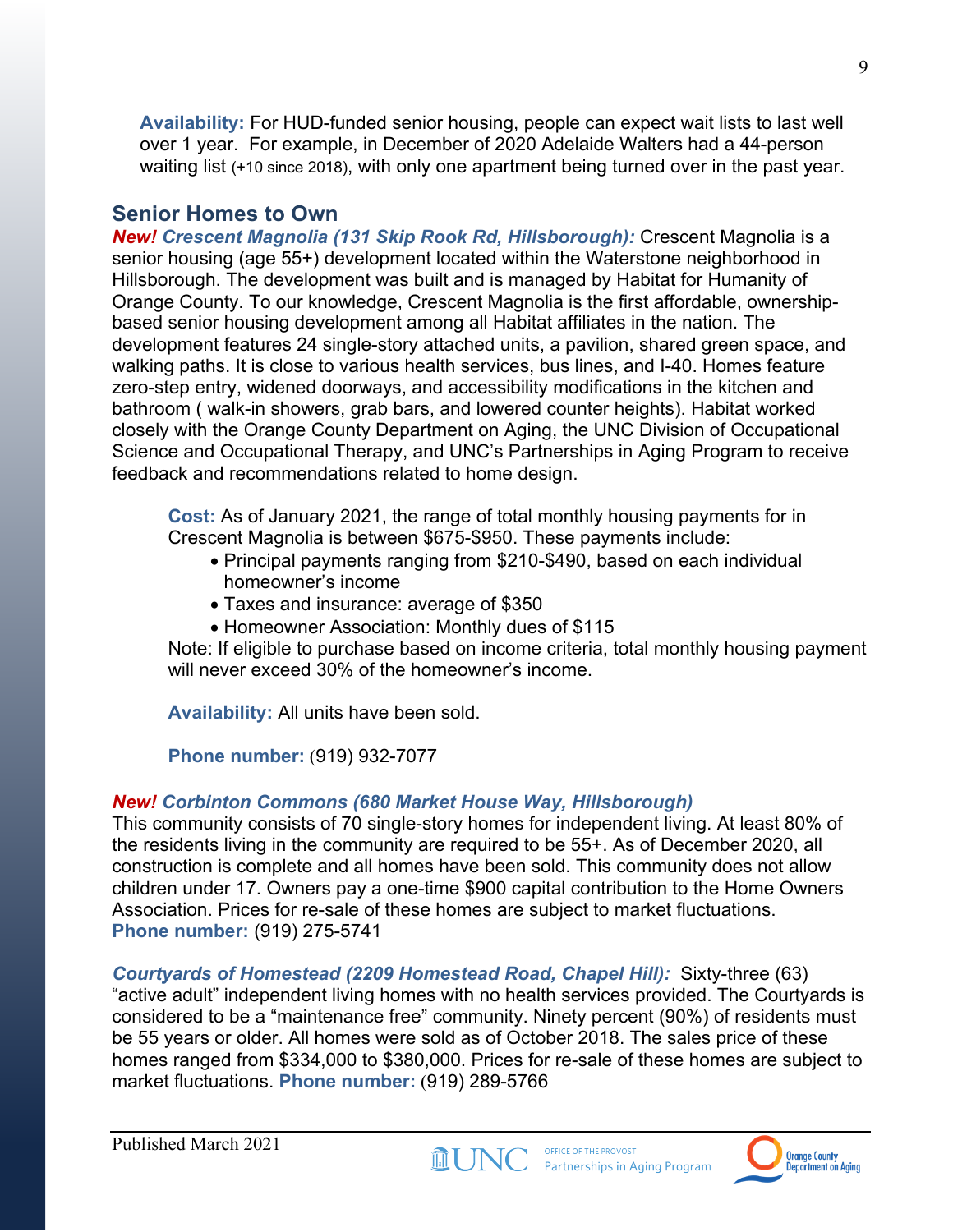**Availability:** For HUD-funded senior housing, people can expect wait lists to last well over 1 year. For example, in December of 2020 Adelaide Walters had a 44-person waiting list (+10 since 2018), with only one apartment being turned over in the past year.

## Senior Homes to Own

***New! Crescent Magnolia (131 Skip Rook Rd, Hillsborough):*** Crescent Magnolia is a senior housing (age 55+) development located within the Waterstone neighborhood in Hillsborough. The development was built and is managed by Habitat for Humanity of Orange County. To our knowledge, Crescent Magnolia is the first affordable, ownership-based senior housing development among all Habitat affiliates in the nation. The development features 24 single-story attached units, a pavilion, shared green space, and walking paths. It is close to various health services, bus lines, and I-40. Homes feature zero-step entry, widened doorways, and accessibility modifications in the kitchen and bathroom ( walk-in showers, grab bars, and lowered counter heights). Habitat worked closely with the Orange County Department on Aging, the UNC Division of Occupational Science and Occupational Therapy, and UNC's Partnerships in Aging Program to receive feedback and recommendations related to home design.

**Cost:** As of January 2021, the range of total monthly housing payments for in Crescent Magnolia is between $675-$950. These payments include:

- Principal payments ranging from $210-$490, based on each individual homeowner's income
- Taxes and insurance: average of $350
- Homeowner Association: Monthly dues of $115

Note: If eligible to purchase based on income criteria, total monthly housing payment will never exceed 30% of the homeowner's income.

**Availability:** All units have been sold.

**Phone number:** (919) 932-7077

***New! Corbinton Commons (680 Market House Way, Hillsborough)***

This community consists of 70 single-story homes for independent living. At least 80% of the residents living in the community are required to be 55+. As of December 2020, all construction is complete and all homes have been sold. This community does not allow children under 17. Owners pay a one-time $900 capital contribution to the Home Owners Association. Prices for re-sale of these homes are subject to market fluctuations.
**Phone number:** (919) 275-5741

***Courtyards of Homestead (2209 Homestead Road, Chapel Hill):*** Sixty-three (63) "active adult" independent living homes with no health services provided. The Courtyards is considered to be a "maintenance free" community. Ninety percent (90%) of residents must be 55 years or older. All homes were sold as of October 2018. The sales price of these homes ranged from $334,000 to $380,000. Prices for re-sale of these homes are subject to market fluctuations. **Phone number:** (919) 289-5766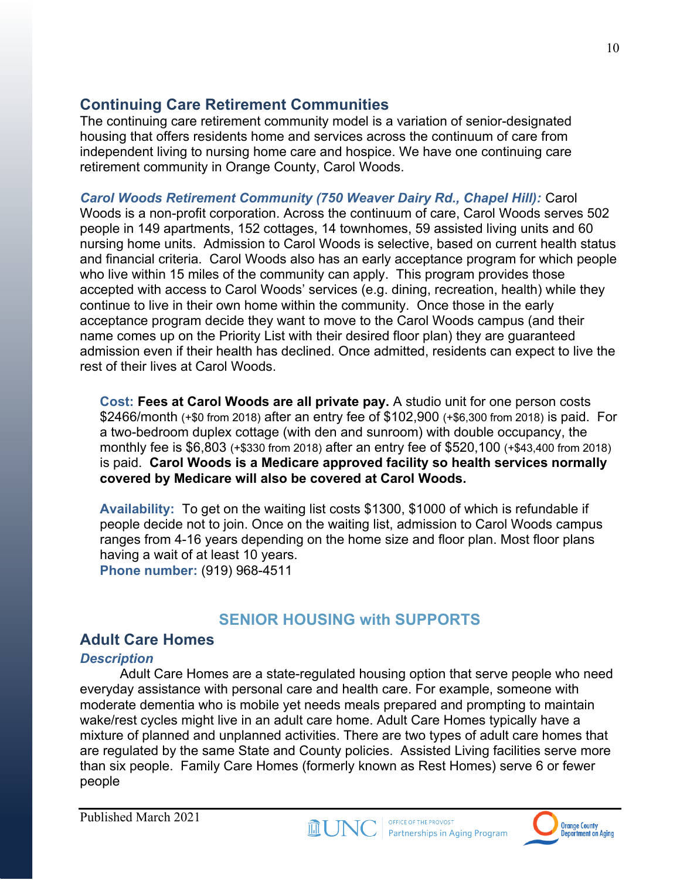## Continuing Care Retirement Communities

The continuing care retirement community model is a variation of senior-designated housing that offers residents home and services across the continuum of care from independent living to nursing home care and hospice. We have one continuing care retirement community in Orange County, Carol Woods.

***Carol Woods Retirement Community (750 Weaver Dairy Rd., Chapel Hill):*** Carol Woods is a non-profit corporation. Across the continuum of care, Carol Woods serves 502 people in 149 apartments, 152 cottages, 14 townhomes, 59 assisted living units and 60 nursing home units. Admission to Carol Woods is selective, based on current health status and financial criteria. Carol Woods also has an early acceptance program for which people who live within 15 miles of the community can apply. This program provides those accepted with access to Carol Woods' services (e.g. dining, recreation, health) while they continue to live in their own home within the community. Once those in the early acceptance program decide they want to move to the Carol Woods campus (and their name comes up on the Priority List with their desired floor plan) they are guaranteed admission even if their health has declined. Once admitted, residents can expect to live the rest of their lives at Carol Woods.

**Cost:** **Fees at Carol Woods are all private pay.** A studio unit for one person costs $2466/month (+$0 from 2018) after an entry fee of $102,900 (+$6,300 from 2018) is paid. For a two-bedroom duplex cottage (with den and sunroom) with double occupancy, the monthly fee is $6,803 (+$330 from 2018) after an entry fee of $520,100 (+$43,400 from 2018) is paid. **Carol Woods is a Medicare approved facility so health services normally covered by Medicare will also be covered at Carol Woods.**

**Availability:** To get on the waiting list costs $1300, $1000 of which is refundable if people decide not to join. Once on the waiting list, admission to Carol Woods campus ranges from 4-16 years depending on the home size and floor plan. Most floor plans having a wait of at least 10 years.
**Phone number:** (919) 968-4511

# SENIOR HOUSING with SUPPORTS

## Adult Care Homes

### *Description*

Adult Care Homes are a state-regulated housing option that serve people who need everyday assistance with personal care and health care. For example, someone with moderate dementia who is mobile yet needs meals prepared and prompting to maintain wake/rest cycles might live in an adult care home. Adult Care Homes typically have a mixture of planned and unplanned activities. There are two types of adult care homes that are regulated by the same State and County policies. Assisted Living facilities serve more than six people. Family Care Homes (formerly known as Rest Homes) serve 6 or fewer people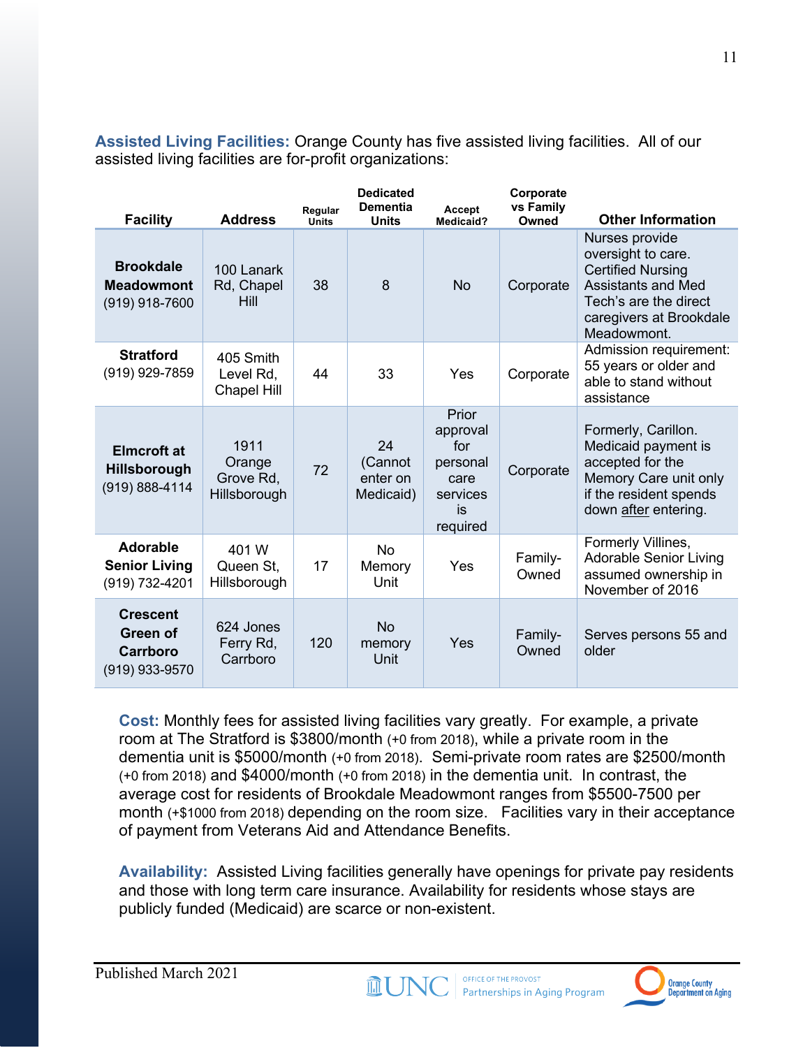**Assisted Living Facilities:** Orange County has five assisted living facilities. All of our assisted living facilities are for-profit organizations:

| Facility | Address | Regular Units | Dedicated Dementia Units | Accept Medicaid? | Corporate vs Family Owned | Other Information |
|---|---|---|---|---|---|---|
| **Brookdale Meadowmont** (919) 918-7600 | 100 Lanark Rd, Chapel Hill | 38 | 8 | No | Corporate | Nurses provide oversight to care. Certified Nursing Assistants and Med Tech's are the direct caregivers at Brookdale Meadowmont. |
| **Stratford** (919) 929-7859 | 405 Smith Level Rd, Chapel Hill | 44 | 33 | Yes | Corporate | Admission requirement: 55 years or older and able to stand without assistance |
| **Elmcroft at Hillsborough** (919) 888-4114 | 1911 Orange Grove Rd, Hillsborough | 72 | 24 (Cannot enter on Medicaid) | Prior approval for personal care services is required | Corporate | Formerly, Carillon. Medicaid payment is accepted for the Memory Care unit only if the resident spends down after entering. |
| **Adorable Senior Living** (919) 732-4201 | 401 W Queen St, Hillsborough | 17 | No Memory Unit | Yes | Family-Owned | Formerly Villines, Adorable Senior Living assumed ownership in November of 2016 |
| **Crescent Green of Carrboro** (919) 933-9570 | 624 Jones Ferry Rd, Carrboro | 120 | No memory Unit | Yes | Family-Owned | Serves persons 55 and older |

**Cost:** Monthly fees for assisted living facilities vary greatly. For example, a private room at The Stratford is $3800/month (+0 from 2018), while a private room in the dementia unit is $5000/month (+0 from 2018). Semi-private room rates are $2500/month (+0 from 2018) and $4000/month (+0 from 2018) in the dementia unit. In contrast, the average cost for residents of Brookdale Meadowmont ranges from $5500-7500 per month (+$1000 from 2018) depending on the room size. Facilities vary in their acceptance of payment from Veterans Aid and Attendance Benefits.

**Availability:** Assisted Living facilities generally have openings for private pay residents and those with long term care insurance. Availability for residents whose stays are publicly funded (Medicaid) are scarce or non-existent.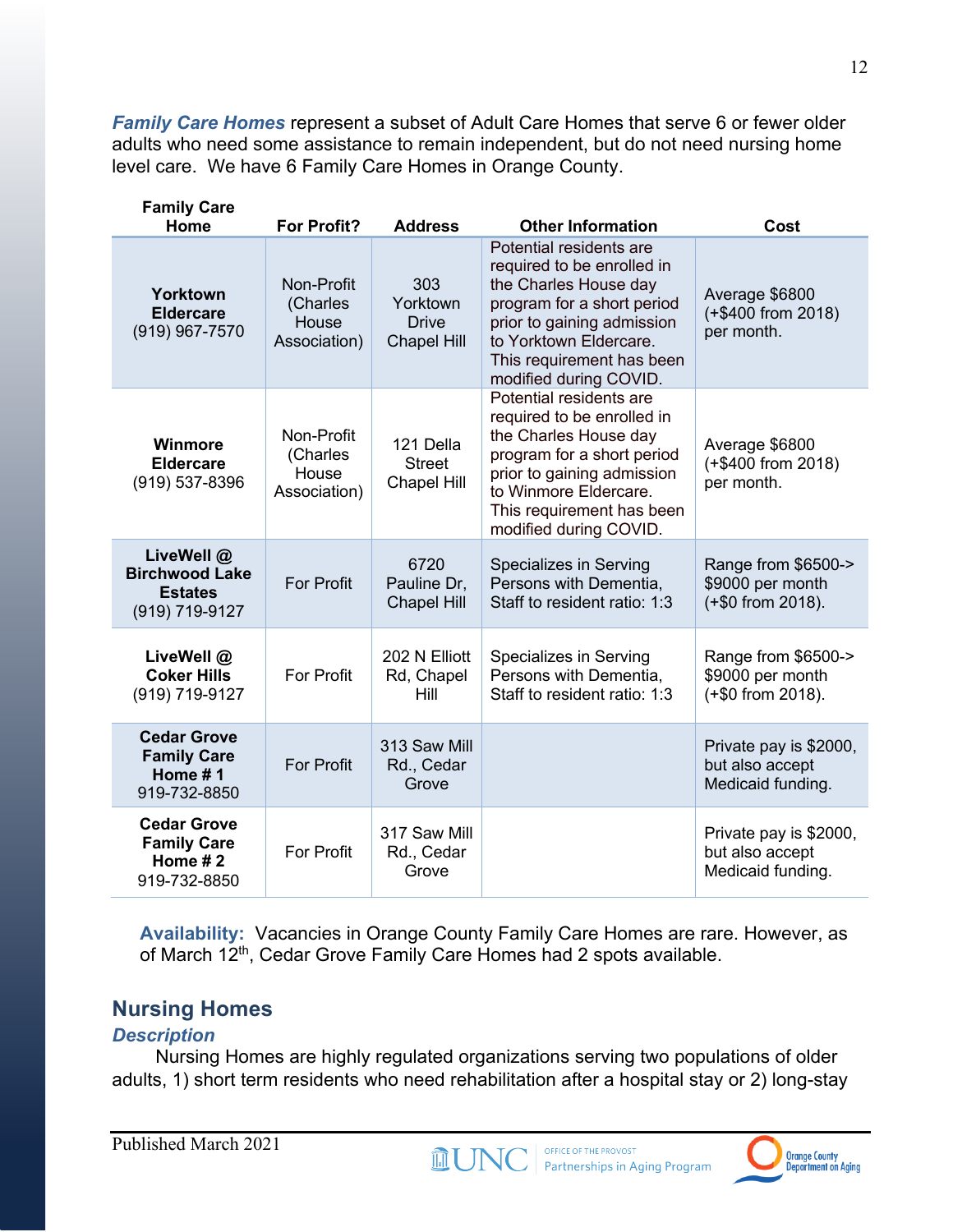***Family Care Homes*** represent a subset of Adult Care Homes that serve 6 or fewer older adults who need some assistance to remain independent, but do not need nursing home level care. We have 6 Family Care Homes in Orange County.

| Family Care Home | For Profit? | Address | Other Information | Cost |
|---|---|---|---|---|
| **Yorktown Eldercare** (919) 967-7570 | Non-Profit (Charles House Association) | 303 Yorktown Drive Chapel Hill | Potential residents are required to be enrolled in the Charles House day program for a short period prior to gaining admission to Yorktown Eldercare. This requirement has been modified during COVID. | Average $6800 (+$400 from 2018) per month. |
| **Winmore Eldercare** (919) 537-8396 | Non-Profit (Charles House Association) | 121 Della Street Chapel Hill | Potential residents are required to be enrolled in the Charles House day program for a short period prior to gaining admission to Winmore Eldercare. This requirement has been modified during COVID. | Average $6800 (+$400 from 2018) per month. |
| **LiveWell @ Birchwood Lake Estates** (919) 719-9127 | For Profit | 6720 Pauline Dr, Chapel Hill | Specializes in Serving Persons with Dementia, Staff to resident ratio: 1:3 | Range from $6500-> $9000 per month (+$0 from 2018). |
| **LiveWell @ Coker Hills** (919) 719-9127 | For Profit | 202 N Elliott Rd, Chapel Hill | Specializes in Serving Persons with Dementia, Staff to resident ratio: 1:3 | Range from $6500-> $9000 per month (+$0 from 2018). |
| **Cedar Grove Family Care Home # 1** 919-732-8850 | For Profit | 313 Saw Mill Rd., Cedar Grove | | Private pay is $2000, but also accept Medicaid funding. |
| **Cedar Grove Family Care Home # 2** 919-732-8850 | For Profit | 317 Saw Mill Rd., Cedar Grove | | Private pay is $2000, but also accept Medicaid funding. |

**Availability:** Vacancies in Orange County Family Care Homes are rare. However, as of March 12th, Cedar Grove Family Care Homes had 2 spots available.

## Nursing Homes

### *Description*

Nursing Homes are highly regulated organizations serving two populations of older adults, 1) short term residents who need rehabilitation after a hospital stay or 2) long-stay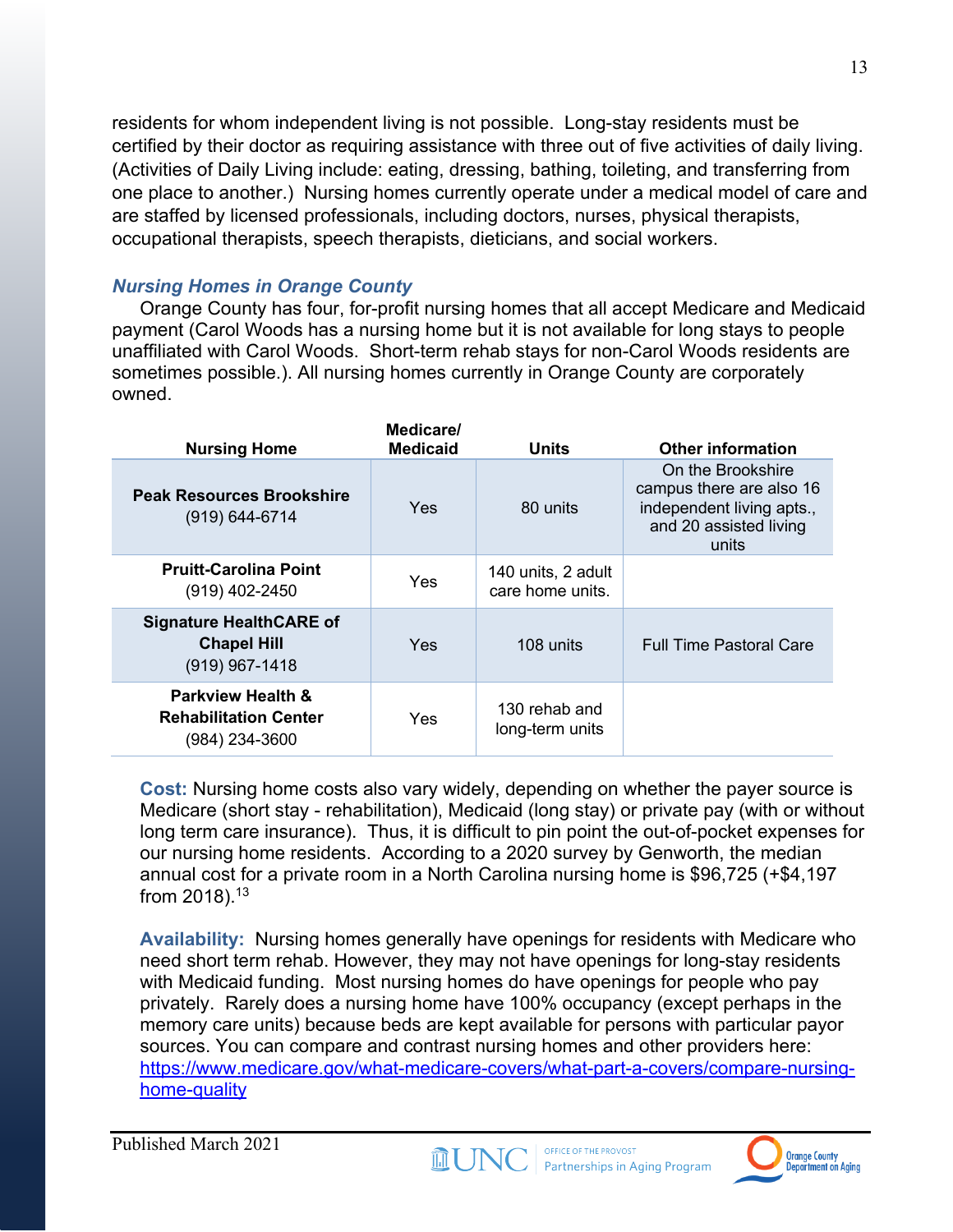residents for whom independent living is not possible. Long-stay residents must be certified by their doctor as requiring assistance with three out of five activities of daily living. (Activities of Daily Living include: eating, dressing, bathing, toileting, and transferring from one place to another.) Nursing homes currently operate under a medical model of care and are staffed by licensed professionals, including doctors, nurses, physical therapists, occupational therapists, speech therapists, dieticians, and social workers.

### *Nursing Homes in Orange County*

Orange County has four, for-profit nursing homes that all accept Medicare and Medicaid payment (Carol Woods has a nursing home but it is not available for long stays to people unaffiliated with Carol Woods. Short-term rehab stays for non-Carol Woods residents are sometimes possible.). All nursing homes currently in Orange County are corporately owned.

| Nursing Home | Medicare/ Medicaid | Units | Other information |
|---|---|---|---|
| **Peak Resources Brookshire** (919) 644-6714 | Yes | 80 units | On the Brookshire campus there are also 16 independent living apts., and 20 assisted living units |
| **Pruitt-Carolina Point** (919) 402-2450 | Yes | 140 units, 2 adult care home units. | |
| **Signature HealthCARE of Chapel Hill** (919) 967-1418 | Yes | 108 units | Full Time Pastoral Care |
| **Parkview Health & Rehabilitation Center** (984) 234-3600 | Yes | 130 rehab and long-term units | |

**Cost:** Nursing home costs also vary widely, depending on whether the payer source is Medicare (short stay - rehabilitation), Medicaid (long stay) or private pay (with or without long term care insurance). Thus, it is difficult to pin point the out-of-pocket expenses for our nursing home residents. According to a 2020 survey by Genworth, the median annual cost for a private room in a North Carolina nursing home is $96,725 (+$4,197 from 2018).[13]

**Availability:** Nursing homes generally have openings for residents with Medicare who need short term rehab. However, they may not have openings for long-stay residents with Medicaid funding. Most nursing homes do have openings for people who pay privately. Rarely does a nursing home have 100% occupancy (except perhaps in the memory care units) because beds are kept available for persons with particular payor sources. You can compare and contrast nursing homes and other providers here: https://www.medicare.gov/what-medicare-covers/what-part-a-covers/compare-nursing-home-quality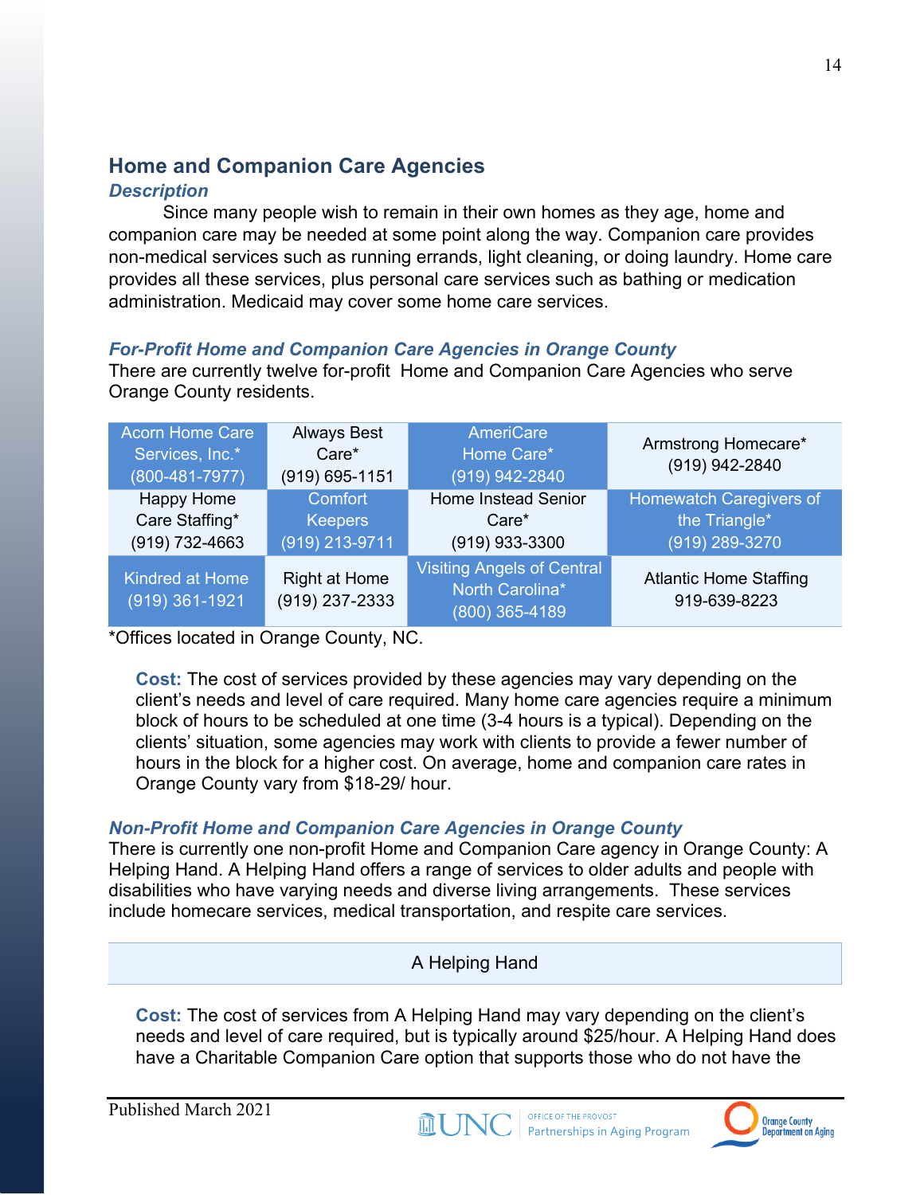## Home and Companion Care Agencies

### *Description*

Since many people wish to remain in their own homes as they age, home and companion care may be needed at some point along the way. Companion care provides non-medical services such as running errands, light cleaning, or doing laundry. Home care provides all these services, plus personal care services such as bathing or medication administration. Medicaid may cover some home care services.

### *For-Profit Home and Companion Care Agencies in Orange County*

There are currently twelve for-profit Home and Companion Care Agencies who serve Orange County residents.

| | | | |
|---|---|---|---|
| Acorn Home Care Services, Inc.* (800-481-7977) | Always Best Care* (919) 695-1151 | AmeriCare Home Care* (919) 942-2840 | Armstrong Homecare* (919) 942-2840 |
| Happy Home Care Staffing* (919) 732-4663 | Comfort Keepers (919) 213-9711 | Home Instead Senior Care* (919) 933-3300 | Homewatch Caregivers of the Triangle* (919) 289-3270 |
| Kindred at Home (919) 361-1921 | Right at Home (919) 237-2333 | Visiting Angels of Central North Carolina* (800) 365-4189 | Atlantic Home Staffing 919-639-8223 |

*Offices located in Orange County, NC.

**Cost:** The cost of services provided by these agencies may vary depending on the client's needs and level of care required. Many home care agencies require a minimum block of hours to be scheduled at one time (3-4 hours is a typical). Depending on the clients' situation, some agencies may work with clients to provide a fewer number of hours in the block for a higher cost. On average, home and companion care rates in Orange County vary from $18-29/ hour.

### *Non-Profit Home and Companion Care Agencies in Orange County*

There is currently one non-profit Home and Companion Care agency in Orange County: A Helping Hand. A Helping Hand offers a range of services to older adults and people with disabilities who have varying needs and diverse living arrangements. These services include homecare services, medical transportation, and respite care services.

| |
|---|
| A Helping Hand |

**Cost:** The cost of services from A Helping Hand may vary depending on the client's needs and level of care required, but is typically around $25/hour. A Helping Hand does have a Charitable Companion Care option that supports those who do not have the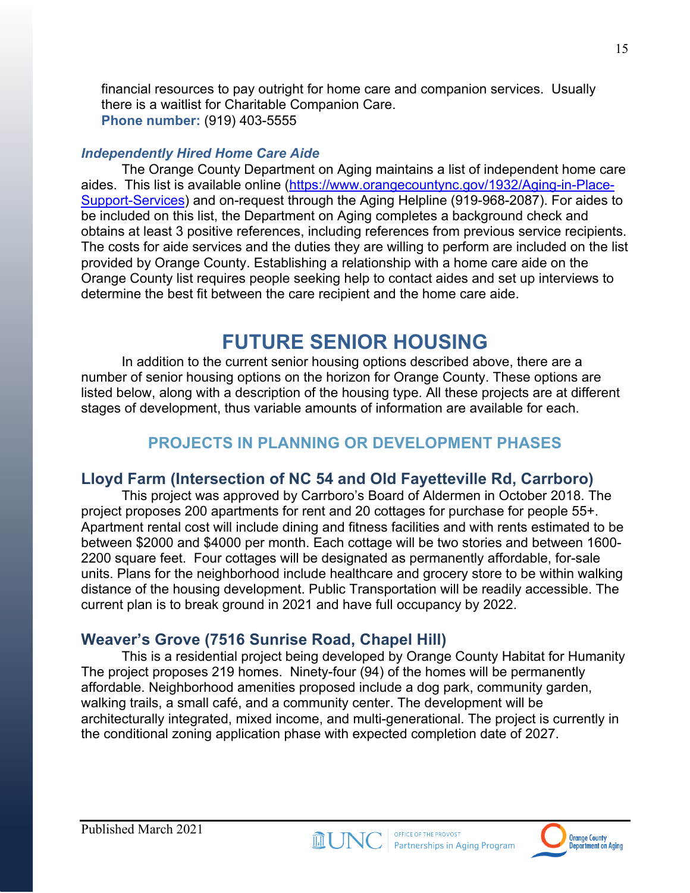financial resources to pay outright for home care and companion services. Usually there is a waitlist for Charitable Companion Care.
**Phone number:** (919) 403-5555

***Independently Hired Home Care Aide***

The Orange County Department on Aging maintains a list of independent home care aides. This list is available online (https://www.orangecountync.gov/1932/Aging-in-Place-Support-Services) and on-request through the Aging Helpline (919-968-2087). For aides to be included on this list, the Department on Aging completes a background check and obtains at least 3 positive references, including references from previous service recipients. The costs for aide services and the duties they are willing to perform are included on the list provided by Orange County. Establishing a relationship with a home care aide on the Orange County list requires people seeking help to contact aides and set up interviews to determine the best fit between the care recipient and the home care aide.

# FUTURE SENIOR HOUSING

In addition to the current senior housing options described above, there are a number of senior housing options on the horizon for Orange County. These options are listed below, along with a description of the housing type. All these projects are at different stages of development, thus variable amounts of information are available for each.

## PROJECTS IN PLANNING OR DEVELOPMENT PHASES

### Lloyd Farm (Intersection of NC 54 and Old Fayetteville Rd, Carrboro)

This project was approved by Carrboro's Board of Aldermen in October 2018. The project proposes 200 apartments for rent and 20 cottages for purchase for people 55+. Apartment rental cost will include dining and fitness facilities and with rents estimated to be between $2000 and $4000 per month. Each cottage will be two stories and between 1600-2200 square feet. Four cottages will be designated as permanently affordable, for-sale units. Plans for the neighborhood include healthcare and grocery store to be within walking distance of the housing development. Public Transportation will be readily accessible. The current plan is to break ground in 2021 and have full occupancy by 2022.

### Weaver's Grove (7516 Sunrise Road, Chapel Hill)

This is a residential project being developed by Orange County Habitat for Humanity The project proposes 219 homes. Ninety-four (94) of the homes will be permanently affordable. Neighborhood amenities proposed include a dog park, community garden, walking trails, a small café, and a community center. The development will be architecturally integrated, mixed income, and multi-generational. The project is currently in the conditional zoning application phase with expected completion date of 2027.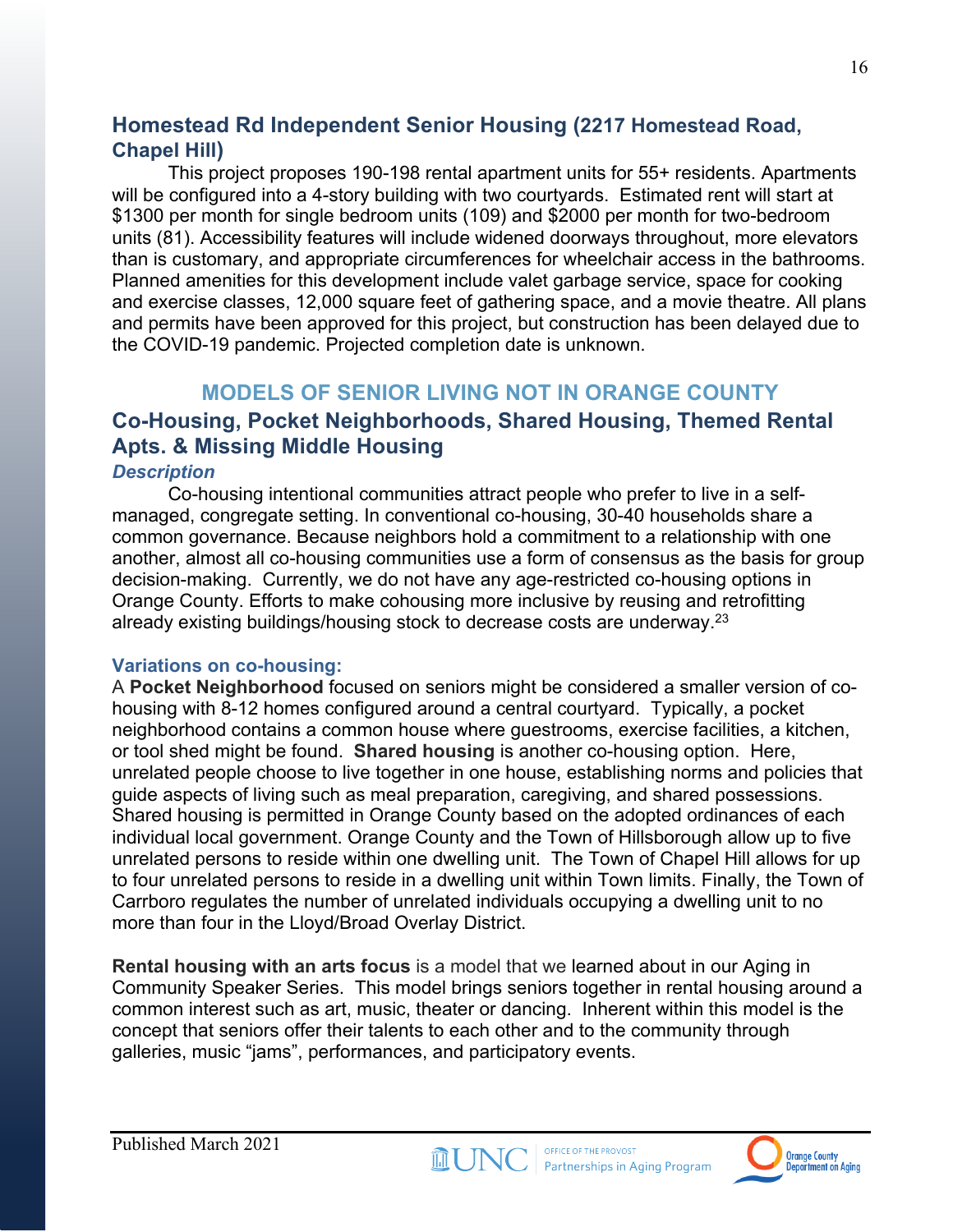## Homestead Rd Independent Senior Housing (2217 Homestead Road, Chapel Hill)

This project proposes 190-198 rental apartment units for 55+ residents. Apartments will be configured into a 4-story building with two courtyards. Estimated rent will start at $1300 per month for single bedroom units (109) and $2000 per month for two-bedroom units (81). Accessibility features will include widened doorways throughout, more elevators than is customary, and appropriate circumferences for wheelchair access in the bathrooms. Planned amenities for this development include valet garbage service, space for cooking and exercise classes, 12,000 square feet of gathering space, and a movie theatre. All plans and permits have been approved for this project, but construction has been delayed due to the COVID-19 pandemic. Projected completion date is unknown.

# MODELS OF SENIOR LIVING NOT IN ORANGE COUNTY

## Co-Housing, Pocket Neighborhoods, Shared Housing, Themed Rental Apts. & Missing Middle Housing

### *Description*

Co-housing intentional communities attract people who prefer to live in a self-managed, congregate setting. In conventional co-housing, 30-40 households share a common governance. Because neighbors hold a commitment to a relationship with one another, almost all co-housing communities use a form of consensus as the basis for group decision-making. Currently, we do not have any age-restricted co-housing options in Orange County. Efforts to make cohousing more inclusive by reusing and retrofitting already existing buildings/housing stock to decrease costs are underway.[23]

### Variations on co-housing:

A **Pocket Neighborhood** focused on seniors might be considered a smaller version of co-housing with 8-12 homes configured around a central courtyard. Typically, a pocket neighborhood contains a common house where guestrooms, exercise facilities, a kitchen, or tool shed might be found. **Shared housing** is another co-housing option. Here, unrelated people choose to live together in one house, establishing norms and policies that guide aspects of living such as meal preparation, caregiving, and shared possessions. Shared housing is permitted in Orange County based on the adopted ordinances of each individual local government. Orange County and the Town of Hillsborough allow up to five unrelated persons to reside within one dwelling unit. The Town of Chapel Hill allows for up to four unrelated persons to reside in a dwelling unit within Town limits. Finally, the Town of Carrboro regulates the number of unrelated individuals occupying a dwelling unit to no more than four in the Lloyd/Broad Overlay District.

**Rental housing with an arts focus** is a model that we learned about in our Aging in Community Speaker Series. This model brings seniors together in rental housing around a common interest such as art, music, theater or dancing. Inherent within this model is the concept that seniors offer their talents to each other and to the community through galleries, music "jams", performances, and participatory events.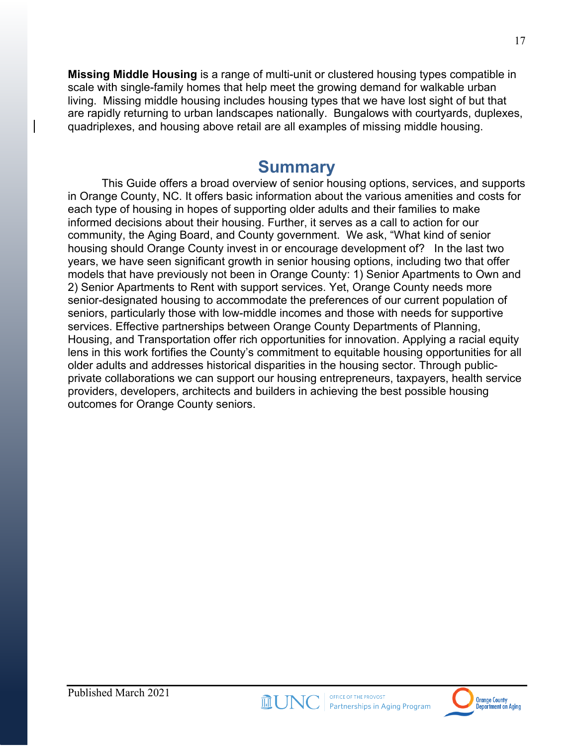**Missing Middle Housing** is a range of multi-unit or clustered housing types compatible in scale with single-family homes that help meet the growing demand for walkable urban living. Missing middle housing includes housing types that we have lost sight of but that are rapidly returning to urban landscapes nationally. Bungalows with courtyards, duplexes, quadriplexes, and housing above retail are all examples of missing middle housing.

## Summary

This Guide offers a broad overview of senior housing options, services, and supports in Orange County, NC. It offers basic information about the various amenities and costs for each type of housing in hopes of supporting older adults and their families to make informed decisions about their housing. Further, it serves as a call to action for our community, the Aging Board, and County government. We ask, "What kind of senior housing should Orange County invest in or encourage development of? In the last two years, we have seen significant growth in senior housing options, including two that offer models that have previously not been in Orange County: 1) Senior Apartments to Own and 2) Senior Apartments to Rent with support services. Yet, Orange County needs more senior-designated housing to accommodate the preferences of our current population of seniors, particularly those with low-middle incomes and those with needs for supportive services. Effective partnerships between Orange County Departments of Planning, Housing, and Transportation offer rich opportunities for innovation. Applying a racial equity lens in this work fortifies the County's commitment to equitable housing opportunities for all older adults and addresses historical disparities in the housing sector. Through public-private collaborations we can support our housing entrepreneurs, taxpayers, health service providers, developers, architects and builders in achieving the best possible housing outcomes for Orange County seniors.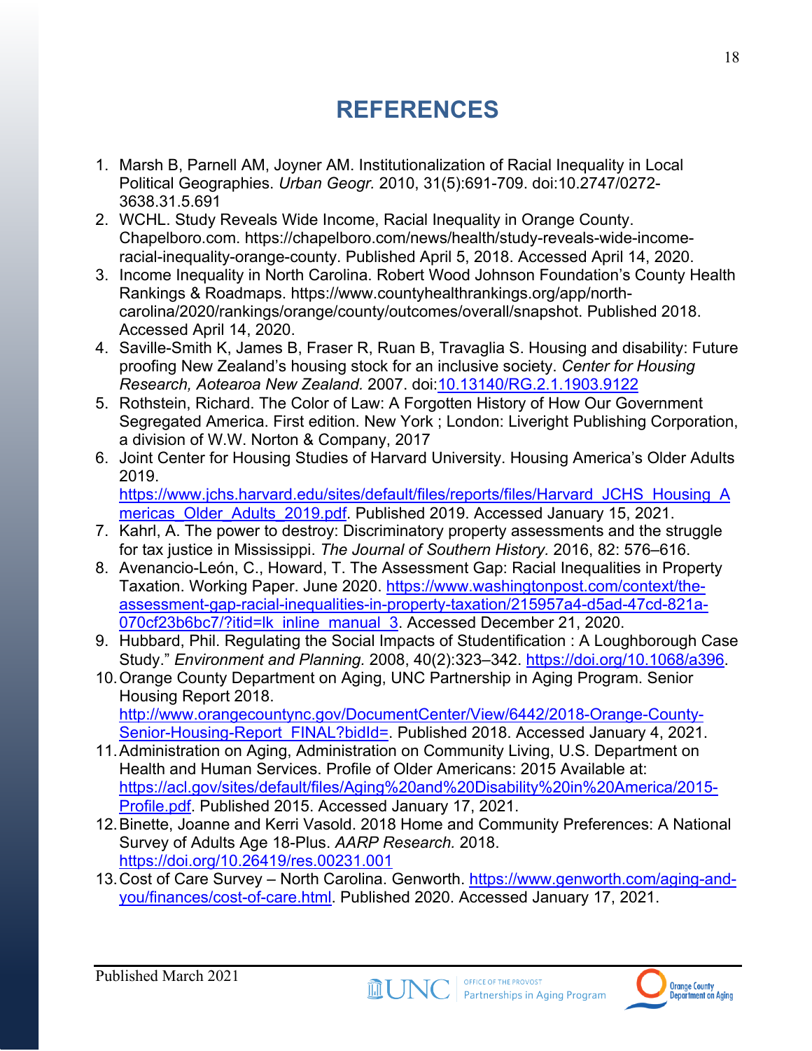# REFERENCES

1. Marsh B, Parnell AM, Joyner AM. Institutionalization of Racial Inequality in Local Political Geographies. *Urban Geogr.* 2010, 31(5):691-709. doi:10.2747/0272-3638.31.5.691
2. WCHL. Study Reveals Wide Income, Racial Inequality in Orange County. Chapelboro.com. https://chapelboro.com/news/health/study-reveals-wide-income-racial-inequality-orange-county. Published April 5, 2018. Accessed April 14, 2020.
3. Income Inequality in North Carolina. Robert Wood Johnson Foundation's County Health Rankings & Roadmaps. https://www.countyhealthrankings.org/app/north-carolina/2020/rankings/orange/county/outcomes/overall/snapshot. Published 2018. Accessed April 14, 2020.
4. Saville-Smith K, James B, Fraser R, Ruan B, Travaglia S. Housing and disability: Future proofing New Zealand's housing stock for an inclusive society. *Center for Housing Research, Aotearoa New Zealand.* 2007. doi:10.13140/RG.2.1.1903.9122
5. Rothstein, Richard. The Color of Law: A Forgotten History of How Our Government Segregated America. First edition. New York ; London: Liveright Publishing Corporation, a division of W.W. Norton & Company, 2017
6. Joint Center for Housing Studies of Harvard University. Housing America's Older Adults 2019. https://www.jchs.harvard.edu/sites/default/files/reports/files/Harvard_JCHS_Housing_Americas_Older_Adults_2019.pdf. Published 2019. Accessed January 15, 2021.
7. Kahrl, A. The power to destroy: Discriminatory property assessments and the struggle for tax justice in Mississippi. *The Journal of Southern History.* 2016, 82: 576–616.
8. Avenancio-León, C., Howard, T. The Assessment Gap: Racial Inequalities in Property Taxation. Working Paper. June 2020. https://www.washingtonpost.com/context/the-assessment-gap-racial-inequalities-in-property-taxation/215957a4-d5ad-47cd-821a-070cf23b6bc7/?itid=lk_inline_manual_3. Accessed December 21, 2020.
9. Hubbard, Phil. Regulating the Social Impacts of Studentification : A Loughborough Case Study." *Environment and Planning.* 2008, 40(2):323–342. https://doi.org/10.1068/a396.
10. Orange County Department on Aging, UNC Partnership in Aging Program. Senior Housing Report 2018. http://www.orangecountync.gov/DocumentCenter/View/6442/2018-Orange-County-Senior-Housing-Report_FINAL?bidId=. Published 2018. Accessed January 4, 2021.
11. Administration on Aging, Administration on Community Living, U.S. Department on Health and Human Services. Profile of Older Americans: 2015 Available at: https://acl.gov/sites/default/files/Aging%20and%20Disability%20in%20America/2015-Profile.pdf. Published 2015. Accessed January 17, 2021.
12. Binette, Joanne and Kerri Vasold. 2018 Home and Community Preferences: A National Survey of Adults Age 18-Plus. *AARP Research.* 2018. https://doi.org/10.26419/res.00231.001
13. Cost of Care Survey – North Carolina. Genworth. https://www.genworth.com/aging-and-you/finances/cost-of-care.html. Published 2020. Accessed January 17, 2021.